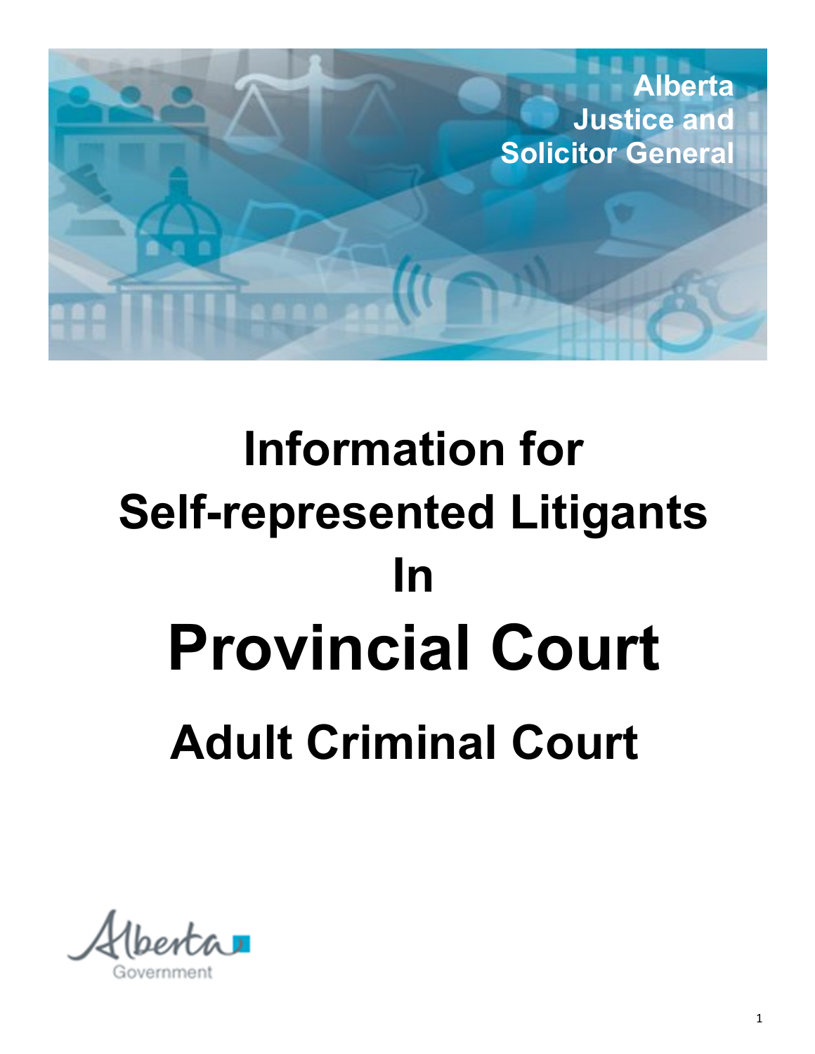Alberta Justice and Solicitor General

# Information for Self-represented Litigants In Provincial Court

# Adult Criminal Court

Alberta Government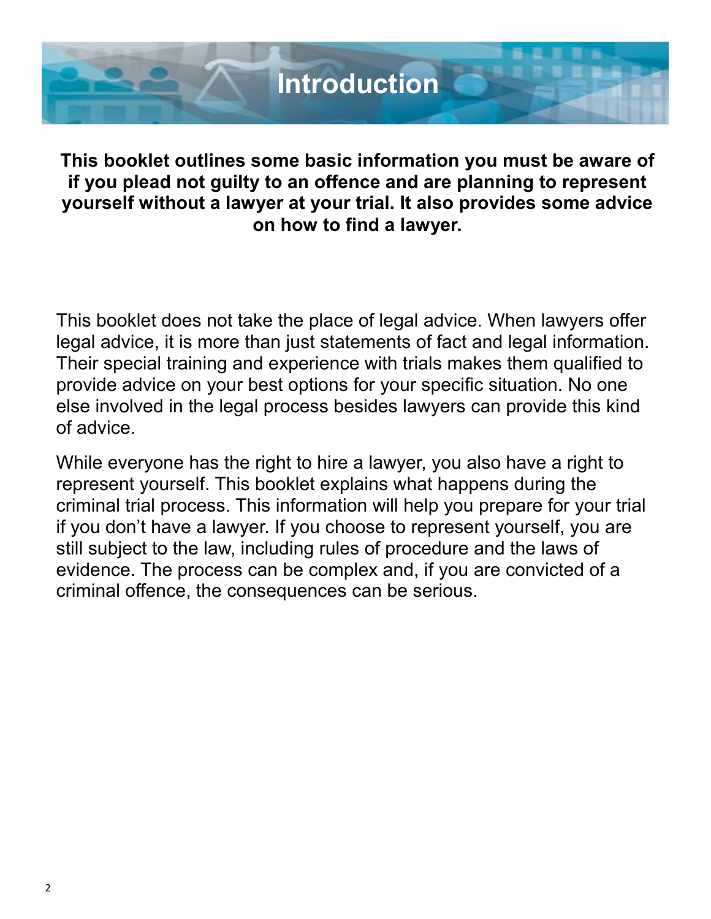# Introduction

**This booklet outlines some basic information you must be aware of if you plead not guilty to an offence and are planning to represent yourself without a lawyer at your trial. It also provides some advice on how to find a lawyer.**

This booklet does not take the place of legal advice. When lawyers offer legal advice, it is more than just statements of fact and legal information. Their special training and experience with trials makes them qualified to provide advice on your best options for your specific situation. No one else involved in the legal process besides lawyers can provide this kind of advice.

While everyone has the right to hire a lawyer, you also have a right to represent yourself. This booklet explains what happens during the criminal trial process. This information will help you prepare for your trial if you don't have a lawyer. If you choose to represent yourself, you are still subject to the law, including rules of procedure and the laws of evidence. The process can be complex and, if you are convicted of a criminal offence, the consequences can be serious.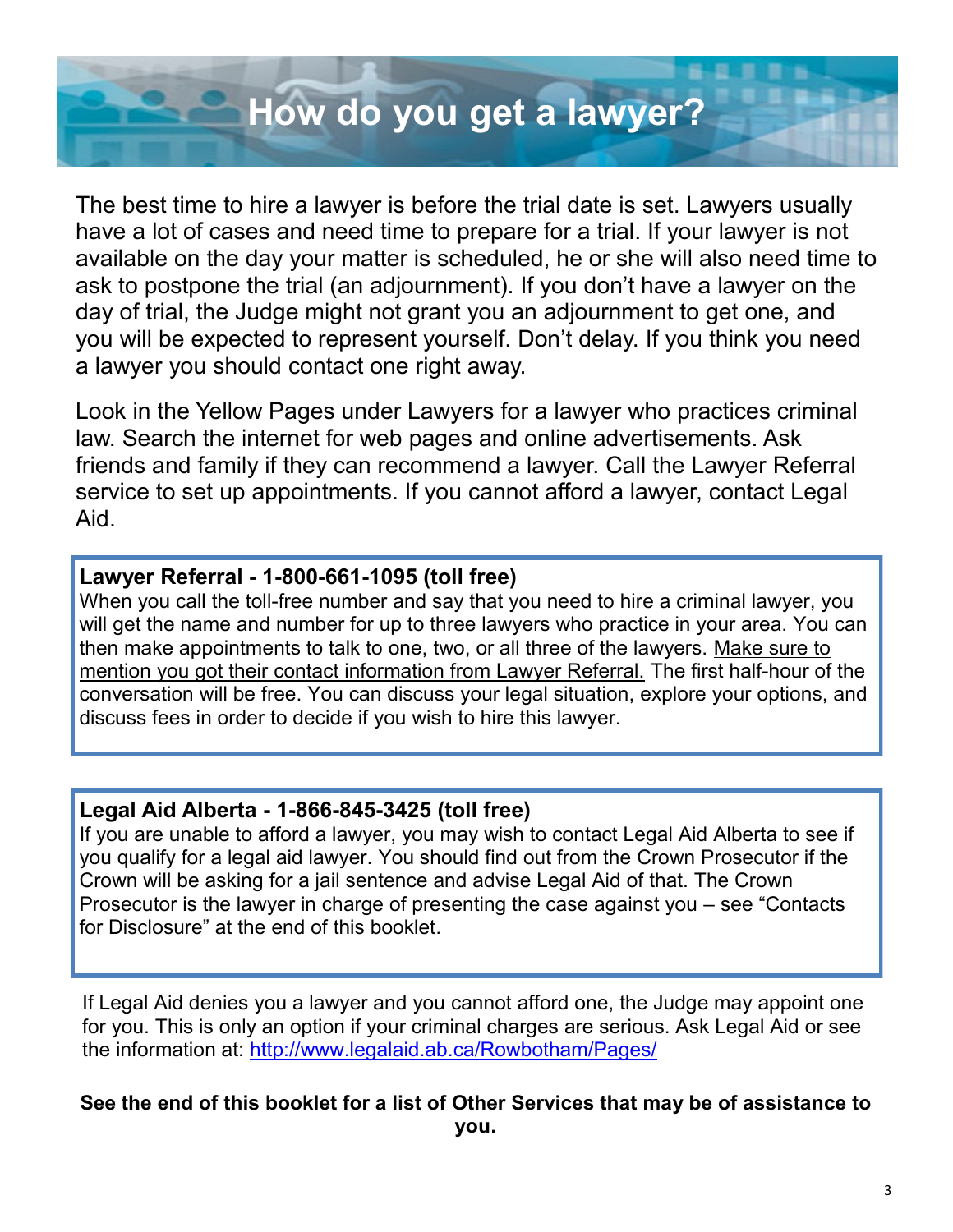# How do you get a lawyer?

The best time to hire a lawyer is before the trial date is set. Lawyers usually have a lot of cases and need time to prepare for a trial. If your lawyer is not available on the day your matter is scheduled, he or she will also need time to ask to postpone the trial (an adjournment). If you don't have a lawyer on the day of trial, the Judge might not grant you an adjournment to get one, and you will be expected to represent yourself. Don't delay. If you think you need a lawyer you should contact one right away.

Look in the Yellow Pages under Lawyers for a lawyer who practices criminal law. Search the internet for web pages and online advertisements. Ask friends and family if they can recommend a lawyer. Call the Lawyer Referral service to set up appointments. If you cannot afford a lawyer, contact Legal Aid.

**Lawyer Referral - 1-800-661-1095 (toll free)**

When you call the toll-free number and say that you need to hire a criminal lawyer, you will get the name and number for up to three lawyers who practice in your area. You can then make appointments to talk to one, two, or all three of the lawyers. Make sure to mention you got their contact information from Lawyer Referral. The first half-hour of the conversation will be free. You can discuss your legal situation, explore your options, and discuss fees in order to decide if you wish to hire this lawyer.

**Legal Aid Alberta - 1-866-845-3425 (toll free)**

If you are unable to afford a lawyer, you may wish to contact Legal Aid Alberta to see if you qualify for a legal aid lawyer. You should find out from the Crown Prosecutor if the Crown will be asking for a jail sentence and advise Legal Aid of that. The Crown Prosecutor is the lawyer in charge of presenting the case against you – see "Contacts for Disclosure" at the end of this booklet.

If Legal Aid denies you a lawyer and you cannot afford one, the Judge may appoint one for you. This is only an option if your criminal charges are serious. Ask Legal Aid or see the information at: http://www.legalaid.ab.ca/Rowbotham/Pages/

**See the end of this booklet for a list of Other Services that may be of assistance to you.**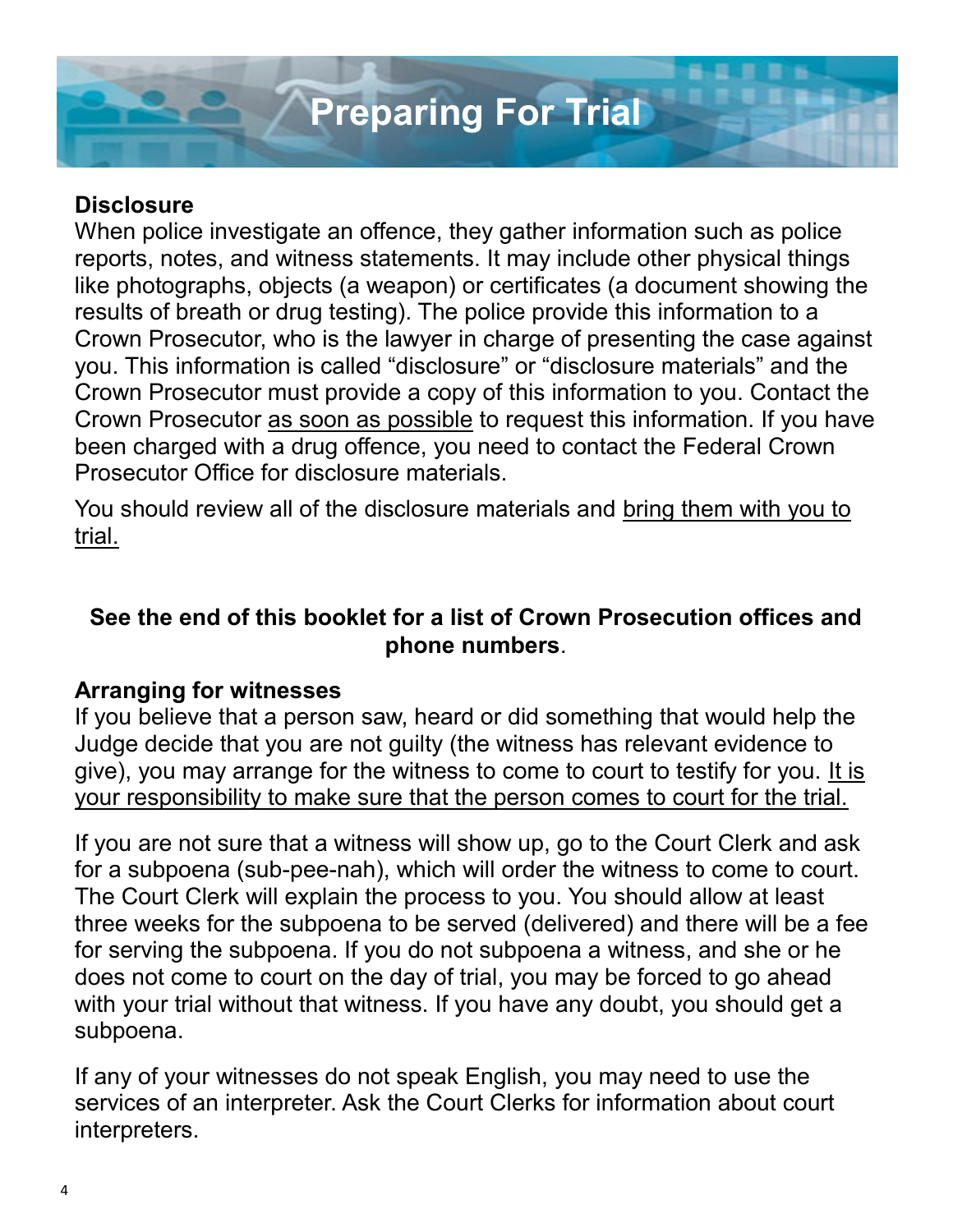# Preparing For Trial

**Disclosure**

When police investigate an offence, they gather information such as police reports, notes, and witness statements. It may include other physical things like photographs, objects (a weapon) or certificates (a document showing the results of breath or drug testing). The police provide this information to a Crown Prosecutor, who is the lawyer in charge of presenting the case against you. This information is called "disclosure" or "disclosure materials" and the Crown Prosecutor must provide a copy of this information to you. Contact the Crown Prosecutor as soon as possible to request this information. If you have been charged with a drug offence, you need to contact the Federal Crown Prosecutor Office for disclosure materials.

You should review all of the disclosure materials and bring them with you to trial.

**See the end of this booklet for a list of Crown Prosecution offices and phone numbers**.

**Arranging for witnesses**

If you believe that a person saw, heard or did something that would help the Judge decide that you are not guilty (the witness has relevant evidence to give), you may arrange for the witness to come to court to testify for you. It is your responsibility to make sure that the person comes to court for the trial.

If you are not sure that a witness will show up, go to the Court Clerk and ask for a subpoena (sub-pee-nah), which will order the witness to come to court. The Court Clerk will explain the process to you. You should allow at least three weeks for the subpoena to be served (delivered) and there will be a fee for serving the subpoena. If you do not subpoena a witness, and she or he does not come to court on the day of trial, you may be forced to go ahead with your trial without that witness. If you have any doubt, you should get a subpoena.

If any of your witnesses do not speak English, you may need to use the services of an interpreter. Ask the Court Clerks for information about court interpreters.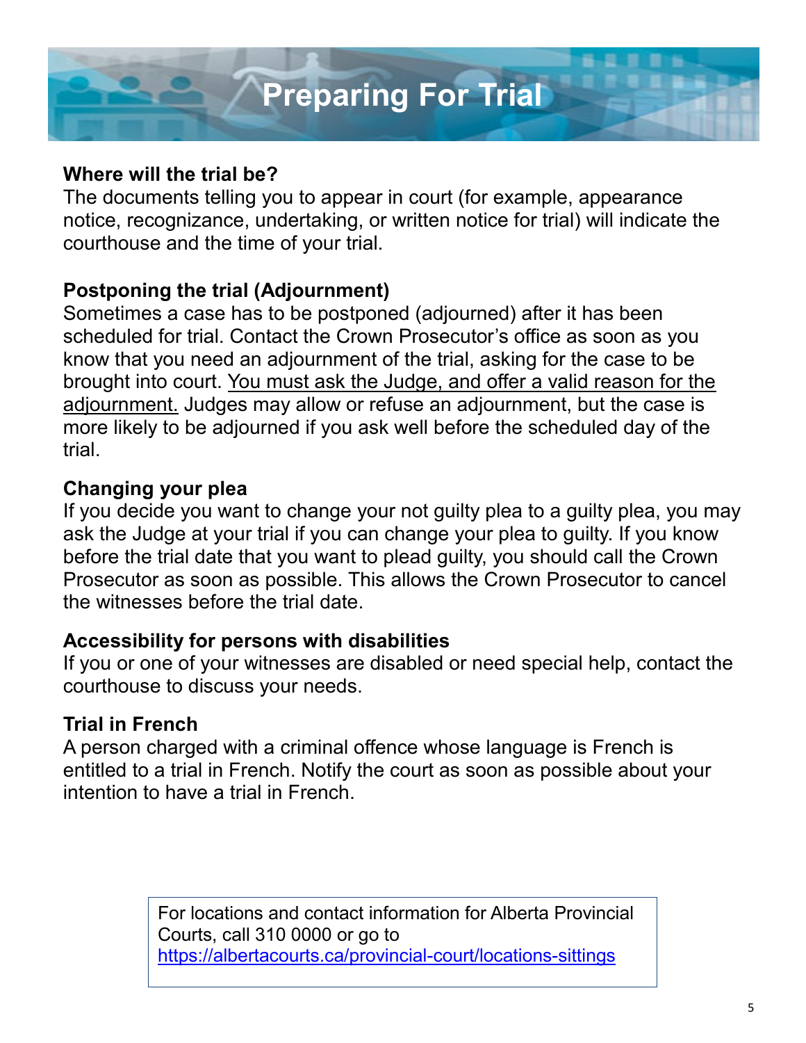# Preparing For Trial

**Where will the trial be?**

The documents telling you to appear in court (for example, appearance notice, recognizance, undertaking, or written notice for trial) will indicate the courthouse and the time of your trial.

**Postponing the trial (Adjournment)**

Sometimes a case has to be postponed (adjourned) after it has been scheduled for trial. Contact the Crown Prosecutor's office as soon as you know that you need an adjournment of the trial, asking for the case to be brought into court. <u>You must ask the Judge, and offer a valid reason for the adjournment.</u> Judges may allow or refuse an adjournment, but the case is more likely to be adjourned if you ask well before the scheduled day of the trial.

**Changing your plea**

If you decide you want to change your not guilty plea to a guilty plea, you may ask the Judge at your trial if you can change your plea to guilty. If you know before the trial date that you want to plead guilty, you should call the Crown Prosecutor as soon as possible. This allows the Crown Prosecutor to cancel the witnesses before the trial date.

**Accessibility for persons with disabilities**

If you or one of your witnesses are disabled or need special help, contact the courthouse to discuss your needs.

**Trial in French**

A person charged with a criminal offence whose language is French is entitled to a trial in French. Notify the court as soon as possible about your intention to have a trial in French.

> For locations and contact information for Alberta Provincial Courts, call 310 0000 or go to https://albertacourts.ca/provincial-court/locations-sittings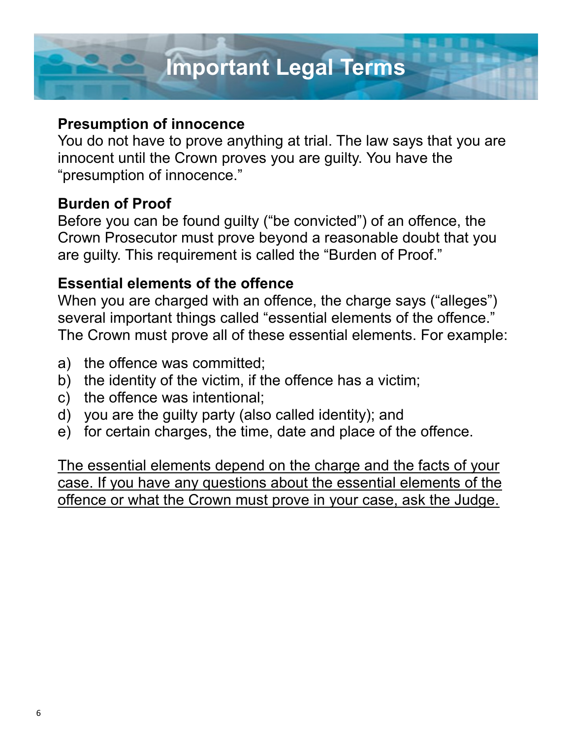# Important Legal Terms

### Presumption of innocence

You do not have to prove anything at trial. The law says that you are innocent until the Crown proves you are guilty. You have the "presumption of innocence."

### Burden of Proof

Before you can be found guilty ("be convicted") of an offence, the Crown Prosecutor must prove beyond a reasonable doubt that you are guilty. This requirement is called the "Burden of Proof."

### Essential elements of the offence

When you are charged with an offence, the charge says ("alleges") several important things called "essential elements of the offence." The Crown must prove all of these essential elements. For example:

a) the offence was committed;
b) the identity of the victim, if the offence has a victim;
c) the offence was intentional;
d) you are the guilty party (also called identity); and
e) for certain charges, the time, date and place of the offence.

<u>The essential elements depend on the charge and the facts of your case. If you have any questions about the essential elements of the offence or what the Crown must prove in your case, ask the Judge.</u>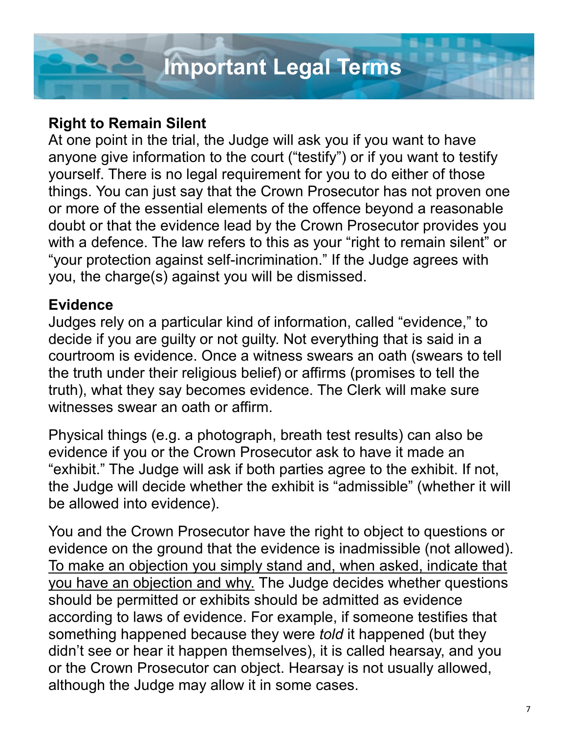# Important Legal Terms

## Right to Remain Silent

At one point in the trial, the Judge will ask you if you want to have anyone give information to the court ("testify") or if you want to testify yourself. There is no legal requirement for you to do either of those things. You can just say that the Crown Prosecutor has not proven one or more of the essential elements of the offence beyond a reasonable doubt or that the evidence lead by the Crown Prosecutor provides you with a defence. The law refers to this as your "right to remain silent" or "your protection against self-incrimination." If the Judge agrees with you, the charge(s) against you will be dismissed.

## Evidence

Judges rely on a particular kind of information, called "evidence," to decide if you are guilty or not guilty. Not everything that is said in a courtroom is evidence. Once a witness swears an oath (swears to tell the truth under their religious belief) or affirms (promises to tell the truth), what they say becomes evidence. The Clerk will make sure witnesses swear an oath or affirm.

Physical things (e.g. a photograph, breath test results) can also be evidence if you or the Crown Prosecutor ask to have it made an "exhibit." The Judge will ask if both parties agree to the exhibit. If not, the Judge will decide whether the exhibit is "admissible" (whether it will be allowed into evidence).

You and the Crown Prosecutor have the right to object to questions or evidence on the ground that the evidence is inadmissible (not allowed). <u>To make an objection you simply stand and, when asked, indicate that you have an objection and why.</u> The Judge decides whether questions should be permitted or exhibits should be admitted as evidence according to laws of evidence. For example, if someone testifies that something happened because they were *told* it happened (but they didn't see or hear it happen themselves), it is called hearsay, and you or the Crown Prosecutor can object. Hearsay is not usually allowed, although the Judge may allow it in some cases.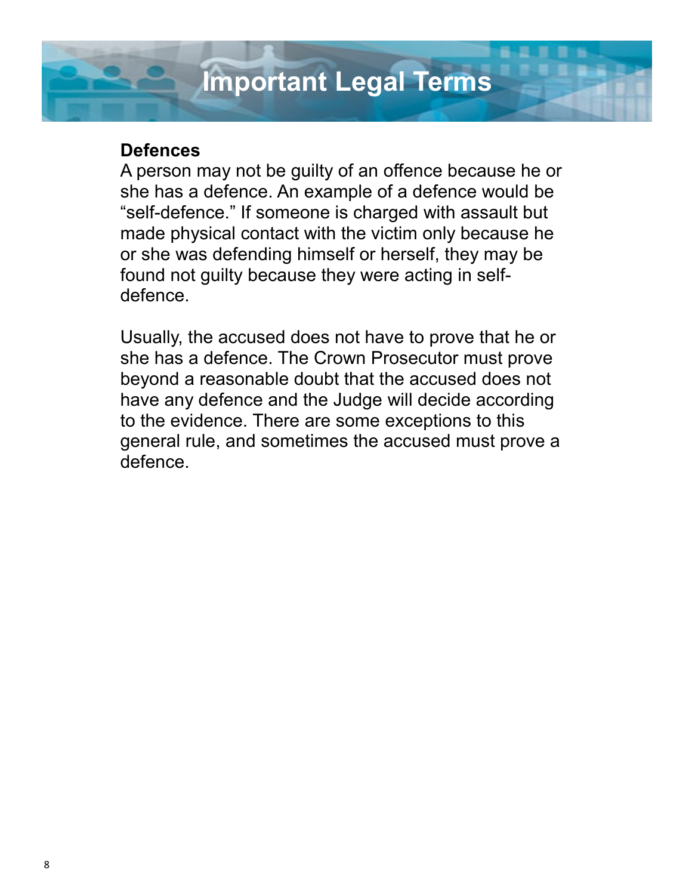# Important Legal Terms

**Defences**

A person may not be guilty of an offence because he or she has a defence. An example of a defence would be "self-defence." If someone is charged with assault but made physical contact with the victim only because he or she was defending himself or herself, they may be found not guilty because they were acting in self-defence.

Usually, the accused does not have to prove that he or she has a defence. The Crown Prosecutor must prove beyond a reasonable doubt that the accused does not have any defence and the Judge will decide according to the evidence. There are some exceptions to this general rule, and sometimes the accused must prove a defence.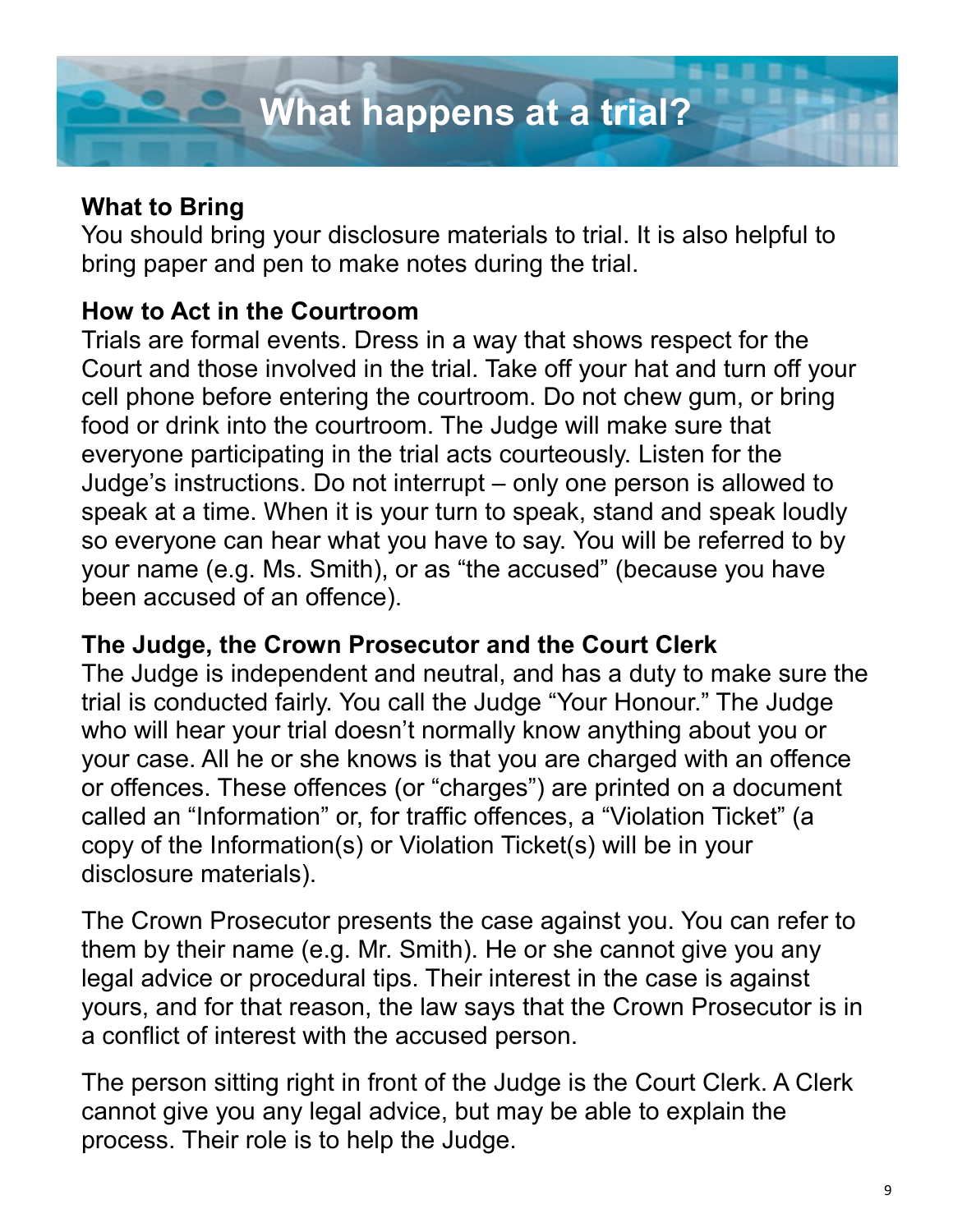# What happens at a trial?

### What to Bring

You should bring your disclosure materials to trial. It is also helpful to bring paper and pen to make notes during the trial.

### How to Act in the Courtroom

Trials are formal events. Dress in a way that shows respect for the Court and those involved in the trial. Take off your hat and turn off your cell phone before entering the courtroom. Do not chew gum, or bring food or drink into the courtroom. The Judge will make sure that everyone participating in the trial acts courteously. Listen for the Judge's instructions. Do not interrupt – only one person is allowed to speak at a time. When it is your turn to speak, stand and speak loudly so everyone can hear what you have to say. You will be referred to by your name (e.g. Ms. Smith), or as "the accused" (because you have been accused of an offence).

### The Judge, the Crown Prosecutor and the Court Clerk

The Judge is independent and neutral, and has a duty to make sure the trial is conducted fairly. You call the Judge "Your Honour." The Judge who will hear your trial doesn't normally know anything about you or your case. All he or she knows is that you are charged with an offence or offences. These offences (or "charges") are printed on a document called an "Information" or, for traffic offences, a "Violation Ticket" (a copy of the Information(s) or Violation Ticket(s) will be in your disclosure materials).

The Crown Prosecutor presents the case against you. You can refer to them by their name (e.g. Mr. Smith). He or she cannot give you any legal advice or procedural tips. Their interest in the case is against yours, and for that reason, the law says that the Crown Prosecutor is in a conflict of interest with the accused person.

The person sitting right in front of the Judge is the Court Clerk. A Clerk cannot give you any legal advice, but may be able to explain the process. Their role is to help the Judge.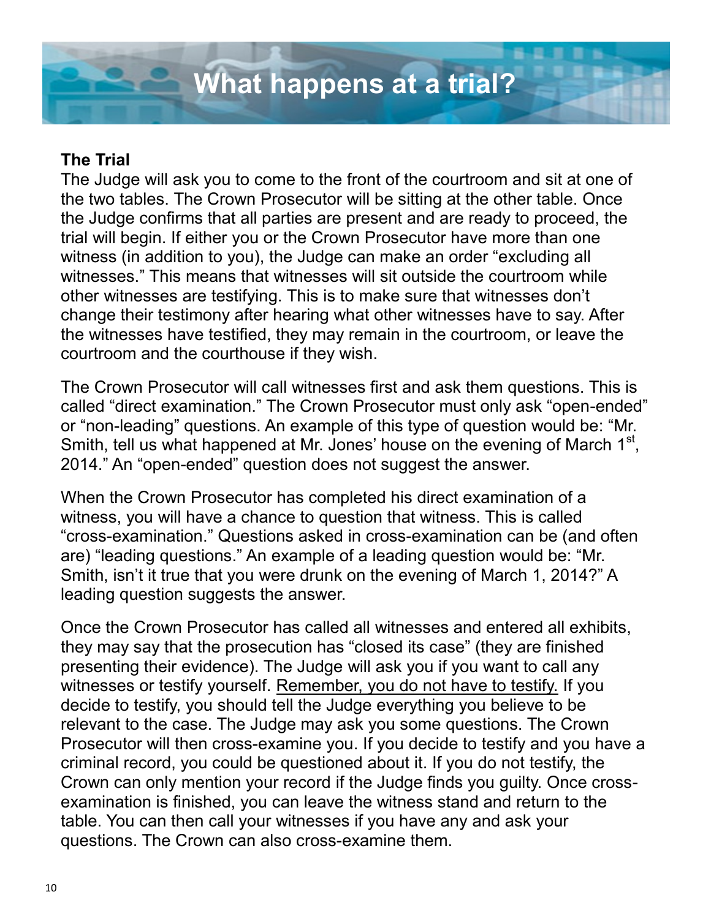# What happens at a trial?

**The Trial**

The Judge will ask you to come to the front of the courtroom and sit at one of the two tables. The Crown Prosecutor will be sitting at the other table. Once the Judge confirms that all parties are present and are ready to proceed, the trial will begin. If either you or the Crown Prosecutor have more than one witness (in addition to you), the Judge can make an order "excluding all witnesses." This means that witnesses will sit outside the courtroom while other witnesses are testifying. This is to make sure that witnesses don't change their testimony after hearing what other witnesses have to say. After the witnesses have testified, they may remain in the courtroom, or leave the courtroom and the courthouse if they wish.

The Crown Prosecutor will call witnesses first and ask them questions. This is called "direct examination." The Crown Prosecutor must only ask "open-ended" or "non-leading" questions. An example of this type of question would be: "Mr. Smith, tell us what happened at Mr. Jones' house on the evening of March 1st, 2014." An "open-ended" question does not suggest the answer.

When the Crown Prosecutor has completed his direct examination of a witness, you will have a chance to question that witness. This is called "cross-examination." Questions asked in cross-examination can be (and often are) "leading questions." An example of a leading question would be: "Mr. Smith, isn't it true that you were drunk on the evening of March 1, 2014?" A leading question suggests the answer.

Once the Crown Prosecutor has called all witnesses and entered all exhibits, they may say that the prosecution has "closed its case" (they are finished presenting their evidence). The Judge will ask you if you want to call any witnesses or testify yourself. <u>Remember, you do not have to testify.</u> If you decide to testify, you should tell the Judge everything you believe to be relevant to the case. The Judge may ask you some questions. The Crown Prosecutor will then cross-examine you. If you decide to testify and you have a criminal record, you could be questioned about it. If you do not testify, the Crown can only mention your record if the Judge finds you guilty. Once cross-examination is finished, you can leave the witness stand and return to the table. You can then call your witnesses if you have any and ask your questions. The Crown can also cross-examine them.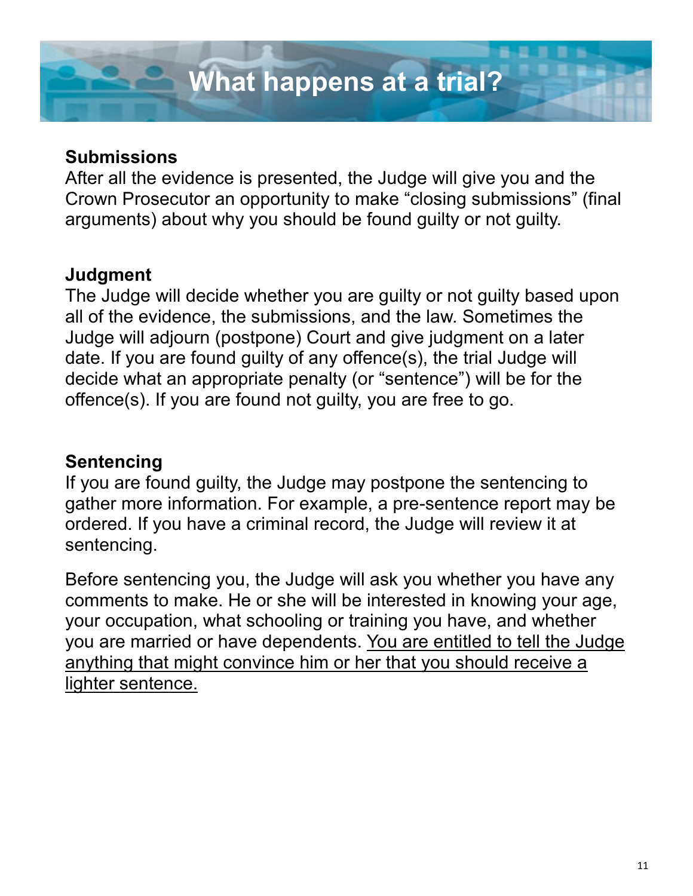# What happens at a trial?

**Submissions**

After all the evidence is presented, the Judge will give you and the Crown Prosecutor an opportunity to make "closing submissions" (final arguments) about why you should be found guilty or not guilty.

**Judgment**

The Judge will decide whether you are guilty or not guilty based upon all of the evidence, the submissions, and the law. Sometimes the Judge will adjourn (postpone) Court and give judgment on a later date. If you are found guilty of any offence(s), the trial Judge will decide what an appropriate penalty (or "sentence") will be for the offence(s). If you are found not guilty, you are free to go.

**Sentencing**

If you are found guilty, the Judge may postpone the sentencing to gather more information. For example, a pre-sentence report may be ordered. If you have a criminal record, the Judge will review it at sentencing.

Before sentencing you, the Judge will ask you whether you have any comments to make. He or she will be interested in knowing your age, your occupation, what schooling or training you have, and whether you are married or have dependents. <u>You are entitled to tell the Judge anything that might convince him or her that you should receive a lighter sentence.</u>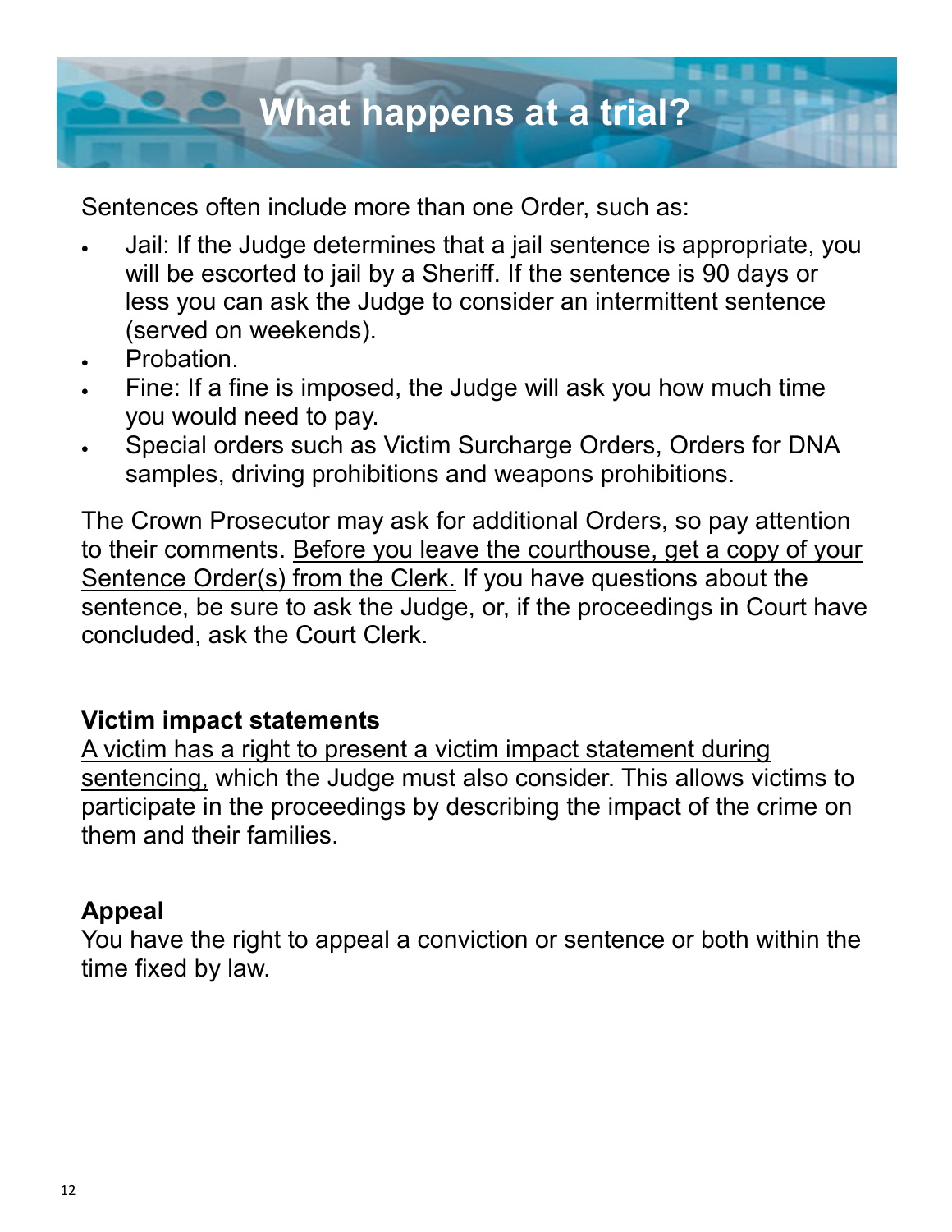# What happens at a trial?

Sentences often include more than one Order, such as:

- Jail: If the Judge determines that a jail sentence is appropriate, you will be escorted to jail by a Sheriff. If the sentence is 90 days or less you can ask the Judge to consider an intermittent sentence (served on weekends).
- Probation.
- Fine: If a fine is imposed, the Judge will ask you how much time you would need to pay.
- Special orders such as Victim Surcharge Orders, Orders for DNA samples, driving prohibitions and weapons prohibitions.

The Crown Prosecutor may ask for additional Orders, so pay attention to their comments. <u>Before you leave the courthouse, get a copy of your Sentence Order(s) from the Clerk.</u> If you have questions about the sentence, be sure to ask the Judge, or, if the proceedings in Court have concluded, ask the Court Clerk.

**Victim impact statements**

<u>A victim has a right to present a victim impact statement during sentencing,</u> which the Judge must also consider. This allows victims to participate in the proceedings by describing the impact of the crime on them and their families.

**Appeal**

You have the right to appeal a conviction or sentence or both within the time fixed by law.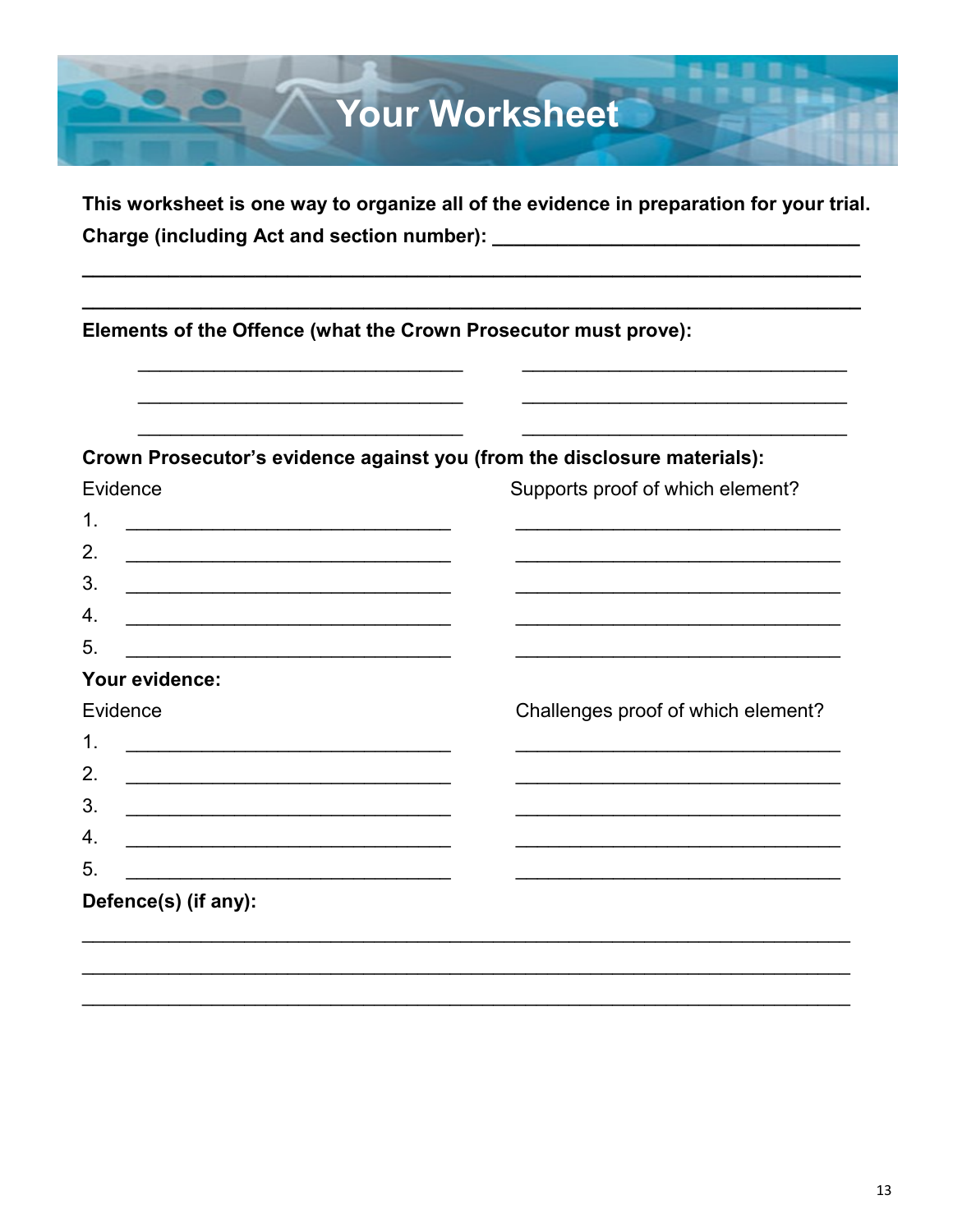# Your Worksheet

**This worksheet is one way to organize all of the evidence in preparation for your trial.**

**Charge (including Act and section number):** ___________________________________

_____________________________________________________________________________

_____________________________________________________________________________

**Elements of the Offence (what the Crown Prosecutor must prove):**

_______________________________  _______________________________

_______________________________  _______________________________

_______________________________  _______________________________

**Crown Prosecutor's evidence against you (from the disclosure materials):**

| Evidence | Supports proof of which element? |
|---|---|
| 1. _______________________________ | _______________________________ |
| 2. _______________________________ | _______________________________ |
| 3. _______________________________ | _______________________________ |
| 4. _______________________________ | _______________________________ |
| 5. _______________________________ | _______________________________ |

**Your evidence:**

| Evidence | Challenges proof of which element? |
|---|---|
| 1. _______________________________ | _______________________________ |
| 2. _______________________________ | _______________________________ |
| 3. _______________________________ | _______________________________ |
| 4. _______________________________ | _______________________________ |
| 5. _______________________________ | _______________________________ |

**Defence(s) (if any):**

_____________________________________________________________________________

_____________________________________________________________________________

_____________________________________________________________________________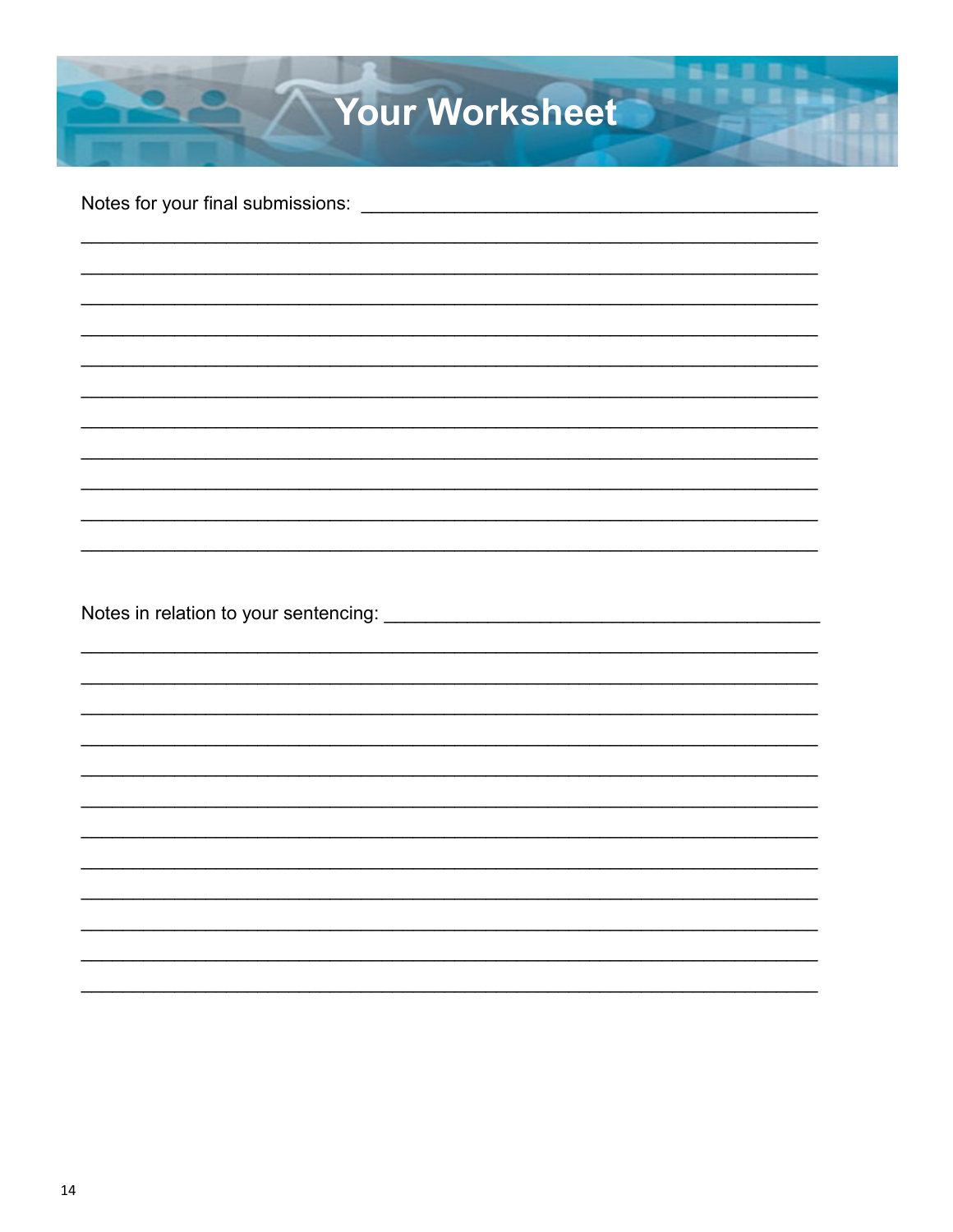# Your Worksheet

Notes for your final submissions: ______________________________________________

_____________________________________________________________________________

_____________________________________________________________________________

_____________________________________________________________________________

_____________________________________________________________________________

_____________________________________________________________________________

_____________________________________________________________________________

_____________________________________________________________________________

_____________________________________________________________________________

_____________________________________________________________________________

_____________________________________________________________________________

_____________________________________________________________________________

Notes in relation to your sentencing: ___________________________________________

_____________________________________________________________________________

_____________________________________________________________________________

_____________________________________________________________________________

_____________________________________________________________________________

_____________________________________________________________________________

_____________________________________________________________________________

_____________________________________________________________________________

_____________________________________________________________________________

_____________________________________________________________________________

_____________________________________________________________________________

_____________________________________________________________________________

_____________________________________________________________________________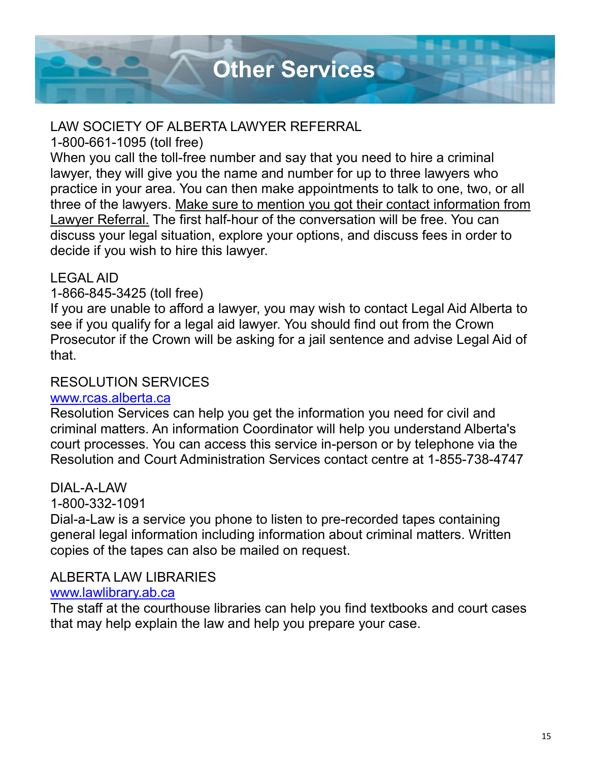# Other Services

## LAW SOCIETY OF ALBERTA LAWYER REFERRAL

1-800-661-1095 (toll free)

When you call the toll-free number and say that you need to hire a criminal lawyer, they will give you the name and number for up to three lawyers who practice in your area. You can then make appointments to talk to one, two, or all three of the lawyers. Make sure to mention you got their contact information from Lawyer Referral. The first half-hour of the conversation will be free. You can discuss your legal situation, explore your options, and discuss fees in order to decide if you wish to hire this lawyer.

## LEGAL AID

1-866-845-3425 (toll free)

If you are unable to afford a lawyer, you may wish to contact Legal Aid Alberta to see if you qualify for a legal aid lawyer. You should find out from the Crown Prosecutor if the Crown will be asking for a jail sentence and advise Legal Aid of that.

## RESOLUTION SERVICES

[www.rcas.alberta.ca](http://www.rcas.alberta.ca)

Resolution Services can help you get the information you need for civil and criminal matters. An information Coordinator will help you understand Alberta's court processes. You can access this service in-person or by telephone via the Resolution and Court Administration Services contact centre at 1-855-738-4747

## DIAL-A-LAW

1-800-332-1091

Dial-a-Law is a service you phone to listen to pre-recorded tapes containing general legal information including information about criminal matters. Written copies of the tapes can also be mailed on request.

## ALBERTA LAW LIBRARIES

[www.lawlibrary.ab.ca](http://www.lawlibrary.ab.ca)

The staff at the courthouse libraries can help you find textbooks and court cases that may help explain the law and help you prepare your case.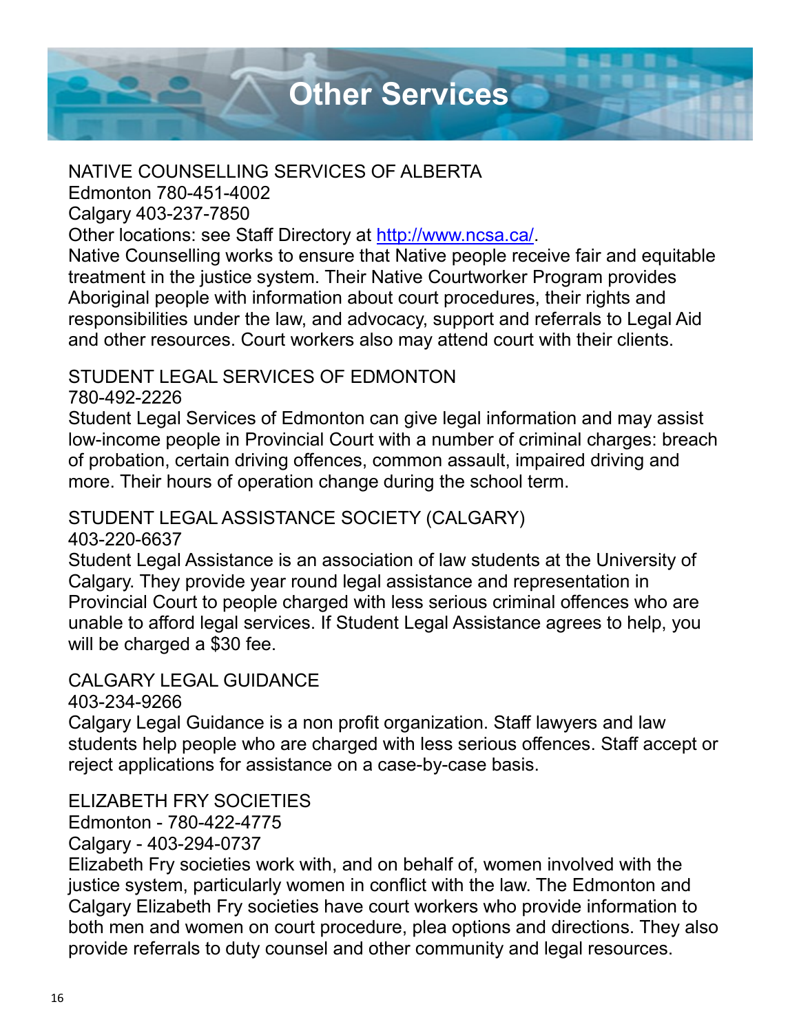# Other Services

## NATIVE COUNSELLING SERVICES OF ALBERTA

Edmonton 780-451-4002
Calgary 403-237-7850
Other locations: see Staff Directory at [http://www.ncsa.ca/](http://www.ncsa.ca/).

Native Counselling works to ensure that Native people receive fair and equitable treatment in the justice system. Their Native Courtworker Program provides Aboriginal people with information about court procedures, their rights and responsibilities under the law, and advocacy, support and referrals to Legal Aid and other resources. Court workers also may attend court with their clients.

## STUDENT LEGAL SERVICES OF EDMONTON

780-492-2226

Student Legal Services of Edmonton can give legal information and may assist low-income people in Provincial Court with a number of criminal charges: breach of probation, certain driving offences, common assault, impaired driving and more. Their hours of operation change during the school term.

## STUDENT LEGAL ASSISTANCE SOCIETY (CALGARY)

403-220-6637

Student Legal Assistance is an association of law students at the University of Calgary. They provide year round legal assistance and representation in Provincial Court to people charged with less serious criminal offences who are unable to afford legal services. If Student Legal Assistance agrees to help, you will be charged a $30 fee.

## CALGARY LEGAL GUIDANCE

403-234-9266

Calgary Legal Guidance is a non profit organization. Staff lawyers and law students help people who are charged with less serious offences. Staff accept or reject applications for assistance on a case-by-case basis.

## ELIZABETH FRY SOCIETIES

Edmonton - 780-422-4775
Calgary - 403-294-0737

Elizabeth Fry societies work with, and on behalf of, women involved with the justice system, particularly women in conflict with the law. The Edmonton and Calgary Elizabeth Fry societies have court workers who provide information to both men and women on court procedure, plea options and directions. They also provide referrals to duty counsel and other community and legal resources.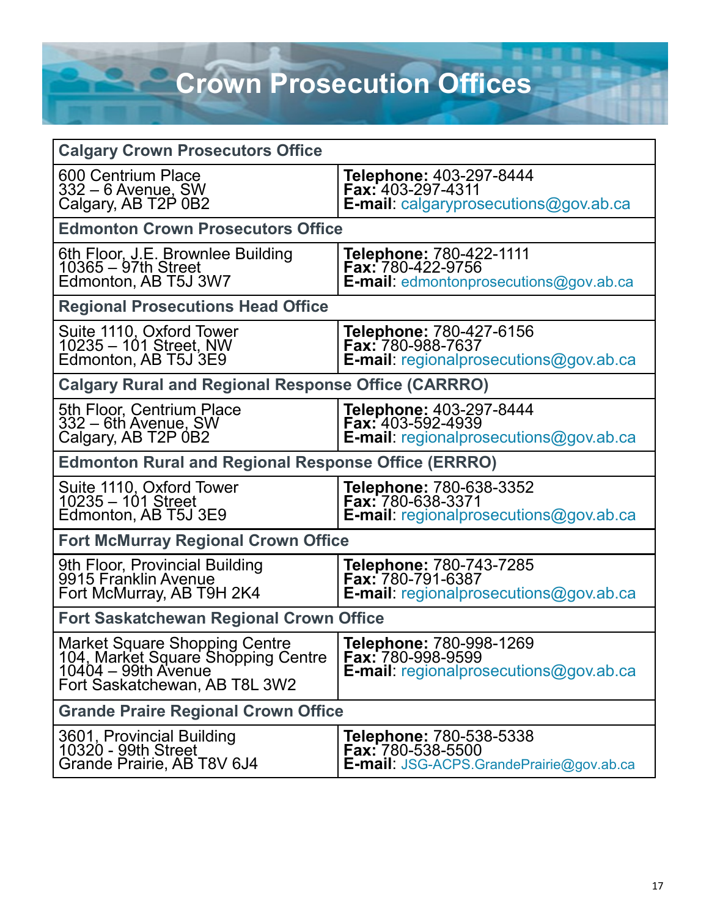# Crown Prosecution Offices

| Calgary Crown Prosecutors Office | |
|---|---|
| 600 Centrium Place<br>332 – 6 Avenue, SW<br>Calgary, AB T2P 0B2 | **Telephone:** 403-297-8444<br>**Fax:** 403-297-4311<br>**E-mail**: calgaryprosecutions@gov.ab.ca |
| **Edmonton Crown Prosecutors Office** | |
| 6th Floor, J.E. Brownlee Building<br>10365 – 97th Street<br>Edmonton, AB T5J 3W7 | **Telephone:** 780-422-1111<br>**Fax:** 780-422-9756<br>**E-mail**: edmontonprosecutions@gov.ab.ca |
| **Regional Prosecutions Head Office** | |
| Suite 1110, Oxford Tower<br>10235 – 101 Street, NW<br>Edmonton, AB T5J 3E9 | **Telephone:** 780-427-6156<br>**Fax:** 780-988-7637<br>**E-mail**: regionalprosecutions@gov.ab.ca |
| **Calgary Rural and Regional Response Office (CARRRO)** | |
| 5th Floor, Centrium Place<br>332 – 6th Avenue, SW<br>Calgary, AB T2P 0B2 | **Telephone:** 403-297-8444<br>**Fax:** 403-592-4939<br>**E-mail**: regionalprosecutions@gov.ab.ca |
| **Edmonton Rural and Regional Response Office (ERRRO)** | |
| Suite 1110, Oxford Tower<br>10235 – 101 Street<br>Edmonton, AB T5J 3E9 | **Telephone:** 780-638-3352<br>**Fax:** 780-638-3371<br>**E-mail**: regionalprosecutions@gov.ab.ca |
| **Fort McMurray Regional Crown Office** | |
| 9th Floor, Provincial Building<br>9915 Franklin Avenue<br>Fort McMurray, AB T9H 2K4 | **Telephone:** 780-743-7285<br>**Fax:** 780-791-6387<br>**E-mail**: regionalprosecutions@gov.ab.ca |
| **Fort Saskatchewan Regional Crown Office** | |
| Market Square Shopping Centre<br>104, Market Square Shopping Centre<br>10404 – 99th Avenue<br>Fort Saskatchewan, AB T8L 3W2 | **Telephone:** 780-998-1269<br>**Fax:** 780-998-9599<br>**E-mail**: regionalprosecutions@gov.ab.ca |
| **Grande Praire Regional Crown Office** | |
| 3601, Provincial Building<br>10320 - 99th Street<br>Grande Prairie, AB T8V 6J4 | **Telephone:** 780-538-5338<br>**Fax:** 780-538-5500<br>**E-mail**: JSG-ACPS.GrandePrairie@gov.ab.ca |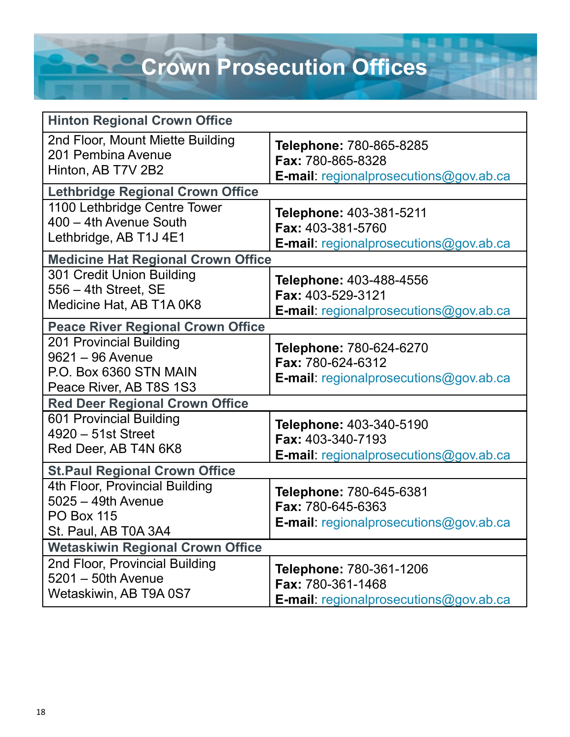# Crown Prosecution Offices

| Hinton Regional Crown Office | |
|---|---|
| 2nd Floor, Mount Miette Building<br>201 Pembina Avenue<br>Hinton, AB T7V 2B2 | **Telephone:** 780-865-8285<br>**Fax:** 780-865-8328<br>**E-mail**: regionalprosecutions@gov.ab.ca |
| **Lethbridge Regional Crown Office** | |
| 1100 Lethbridge Centre Tower<br>400 – 4th Avenue South<br>Lethbridge, AB T1J 4E1 | **Telephone:** 403-381-5211<br>**Fax:** 403-381-5760<br>**E-mail**: regionalprosecutions@gov.ab.ca |
| **Medicine Hat Regional Crown Office** | |
| 301 Credit Union Building<br>556 – 4th Street, SE<br>Medicine Hat, AB T1A 0K8 | **Telephone:** 403-488-4556<br>**Fax:** 403-529-3121<br>**E-mail**: regionalprosecutions@gov.ab.ca |
| **Peace River Regional Crown Office** | |
| 201 Provincial Building<br>9621 – 96 Avenue<br>P.O. Box 6360 STN MAIN<br>Peace River, AB T8S 1S3 | **Telephone:** 780-624-6270<br>**Fax:** 780-624-6312<br>**E-mail**: regionalprosecutions@gov.ab.ca |
| **Red Deer Regional Crown Office** | |
| 601 Provincial Building<br>4920 – 51st Street<br>Red Deer, AB T4N 6K8 | **Telephone:** 403-340-5190<br>**Fax:** 403-340-7193<br>**E-mail**: regionalprosecutions@gov.ab.ca |
| **St.Paul Regional Crown Office** | |
| 4th Floor, Provincial Building<br>5025 – 49th Avenue<br>PO Box 115<br>St. Paul, AB T0A 3A4 | **Telephone:** 780-645-6381<br>**Fax:** 780-645-6363<br>**E-mail**: regionalprosecutions@gov.ab.ca |
| **Wetaskiwin Regional Crown Office** | |
| 2nd Floor, Provincial Building<br>5201 – 50th Avenue<br>Wetaskiwin, AB T9A 0S7 | **Telephone:** 780-361-1206<br>**Fax:** 780-361-1468<br>**E-mail**: regionalprosecutions@gov.ab.ca |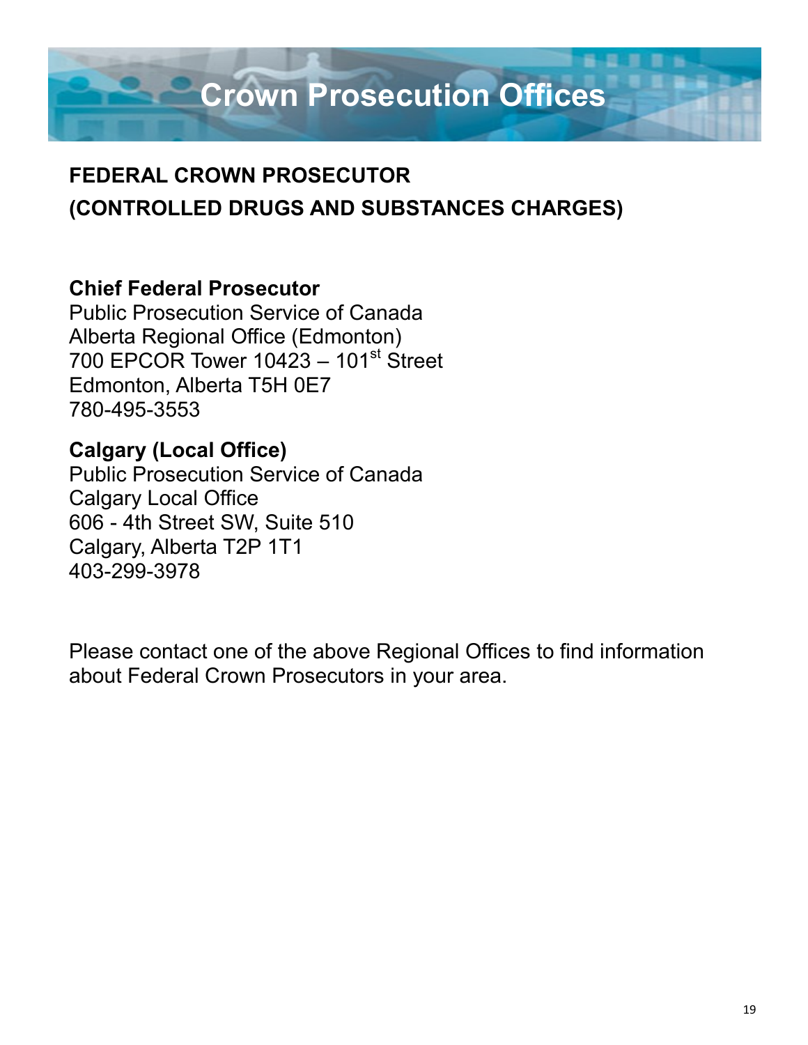# Crown Prosecution Offices

## FEDERAL CROWN PROSECUTOR
## (CONTROLLED DRUGS AND SUBSTANCES CHARGES)

**Chief Federal Prosecutor**
Public Prosecution Service of Canada
Alberta Regional Office (Edmonton)
700 EPCOR Tower 10423 – 101st Street
Edmonton, Alberta T5H 0E7
780-495-3553

**Calgary (Local Office)**
Public Prosecution Service of Canada
Calgary Local Office
606 - 4th Street SW, Suite 510
Calgary, Alberta T2P 1T1
403-299-3978

Please contact one of the above Regional Offices to find information about Federal Crown Prosecutors in your area.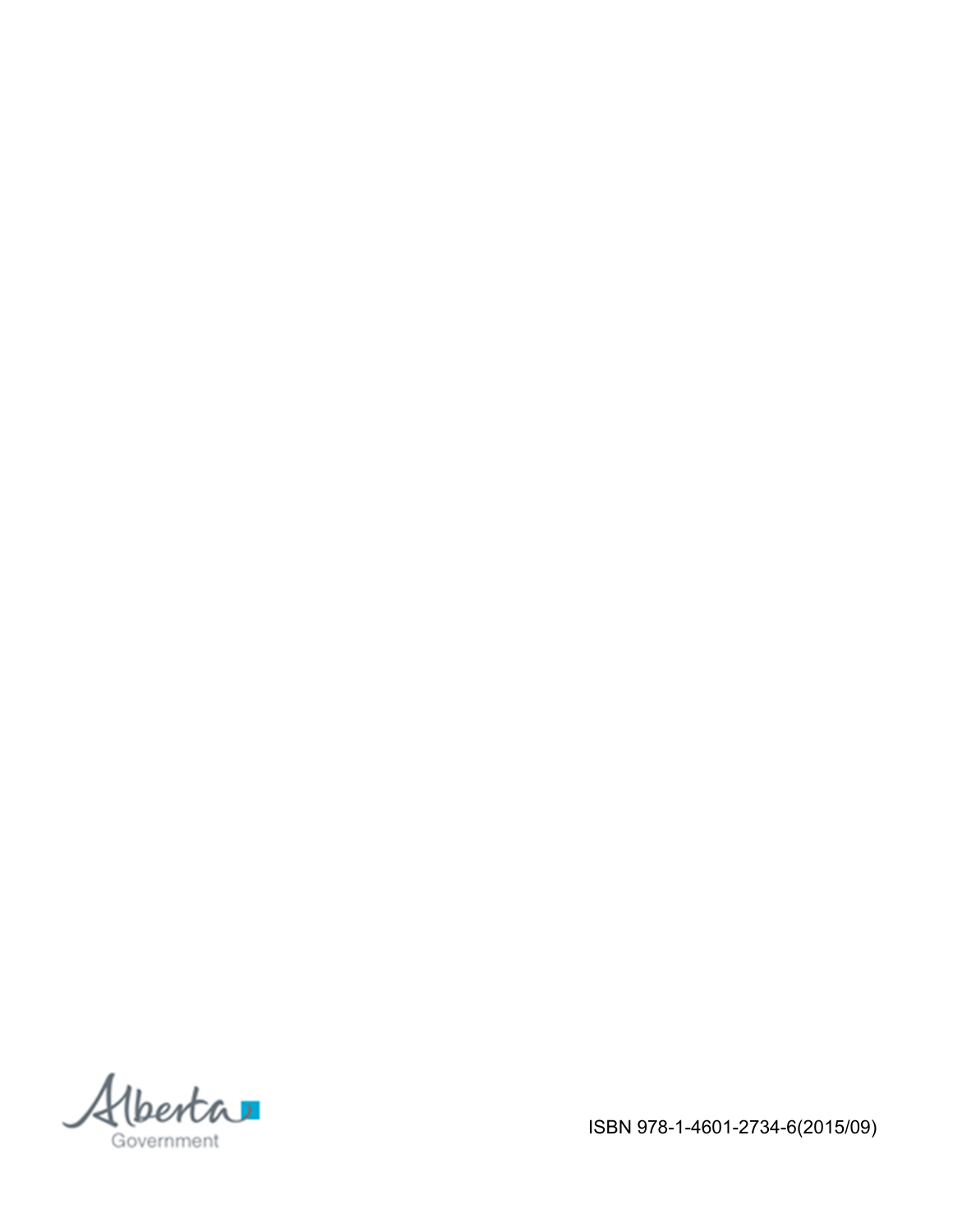Alberta Government

ISBN 978-1-4601-2734-6(2015/09)